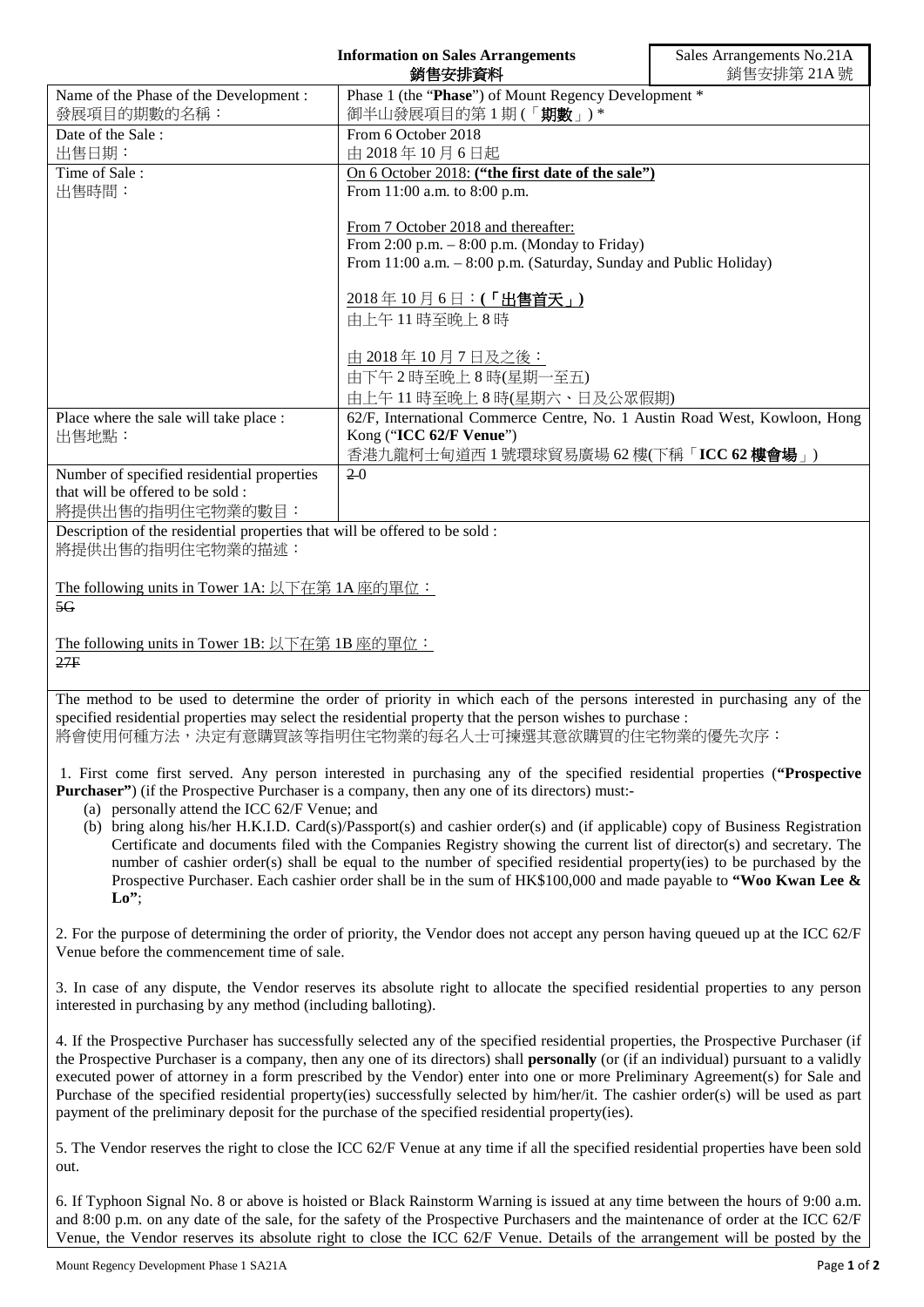**Information on Sales Arrangements**
**銷售安排資料**

Sales Arrangements No.21A
銷售安排第 21A 號

| | |
|---|---|
| Name of the Phase of the Development :<br>發展項目的期數的名稱： | Phase 1 (the "**Phase**") of Mount Regency Development *<br>御半山發展項目的第 1 期 (「**期數**」) * |
| Date of the Sale :<br>出售日期： | From 6 October 2018<br>由 2018 年 10 月 6 日起 |
| Time of Sale :<br>出售時間： | <u>On 6 October 2018: **("the first date of the sale")**</u><br>From 11:00 a.m. to 8:00 p.m.<br><br><u>From 7 October 2018 and thereafter:</u><br>From 2:00 p.m. – 8:00 p.m. (Monday to Friday)<br>From 11:00 a.m. – 8:00 p.m. (Saturday, Sunday and Public Holiday)<br><br><u>2018 年 10 月 6 日：**(「出售首天」)**</u><br>由上午 11 時至晚上 8 時<br><br><u>由 2018 年 10 月 7 日及之後：</u><br>由下午 2 時至晚上 8 時(星期一至五)<br>由上午 11 時至晚上 8 時(星期六、日及公眾假期) |
| Place where the sale will take place :<br>出售地點： | 62/F, International Commerce Centre, No. 1 Austin Road West, Kowloon, Hong Kong ("**ICC 62/F Venue**")<br>香港九龍柯士甸道西 1 號環球貿易廣場 62 樓(下稱「**ICC 62 樓會場**」) |
| Number of specified residential properties that will be offered to be sold :<br>將提供出售的指明住宅物業的數目： | ~~2~~0 |

Description of the residential properties that will be offered to be sold :
將提供出售的指明住宅物業的描述：

<u>The following units in Tower 1A: 以下在第 1A 座的單位：</u>
~~5G~~

<u>The following units in Tower 1B: 以下在第 1B 座的單位：</u>
~~27F~~

The method to be used to determine the order of priority in which each of the persons interested in purchasing any of the specified residential properties may select the residential property that the person wishes to purchase :
將會使用何種方法，決定有意購買該等指明住宅物業的每名人士可揀選其意欲購買的住宅物業的優先次序：

1. First come first served. Any person interested in purchasing any of the specified residential properties (**"Prospective Purchaser"**) (if the Prospective Purchaser is a company, then any one of its directors) must:-
   (a) personally attend the ICC 62/F Venue; and
   (b) bring along his/her H.K.I.D. Card(s)/Passport(s) and cashier order(s) and (if applicable) copy of Business Registration Certificate and documents filed with the Companies Registry showing the current list of director(s) and secretary. The number of cashier order(s) shall be equal to the number of specified residential property(ies) to be purchased by the Prospective Purchaser. Each cashier order shall be in the sum of HK$100,000 and made payable to **"Woo Kwan Lee & Lo"**;

2. For the purpose of determining the order of priority, the Vendor does not accept any person having queued up at the ICC 62/F Venue before the commencement time of sale.

3. In case of any dispute, the Vendor reserves its absolute right to allocate the specified residential properties to any person interested in purchasing by any method (including balloting).

4. If the Prospective Purchaser has successfully selected any of the specified residential properties, the Prospective Purchaser (if the Prospective Purchaser is a company, then any one of its directors) shall **personally** (or (if an individual) pursuant to a validly executed power of attorney in a form prescribed by the Vendor) enter into one or more Preliminary Agreement(s) for Sale and Purchase of the specified residential property(ies) successfully selected by him/her/it. The cashier order(s) will be used as part payment of the preliminary deposit for the purchase of the specified residential property(ies).

5. The Vendor reserves the right to close the ICC 62/F Venue at any time if all the specified residential properties have been sold out.

6. If Typhoon Signal No. 8 or above is hoisted or Black Rainstorm Warning is issued at any time between the hours of 9:00 a.m. and 8:00 p.m. on any date of the sale, for the safety of the Prospective Purchasers and the maintenance of order at the ICC 62/F Venue, the Vendor reserves its absolute right to close the ICC 62/F Venue. Details of the arrangement will be posted by the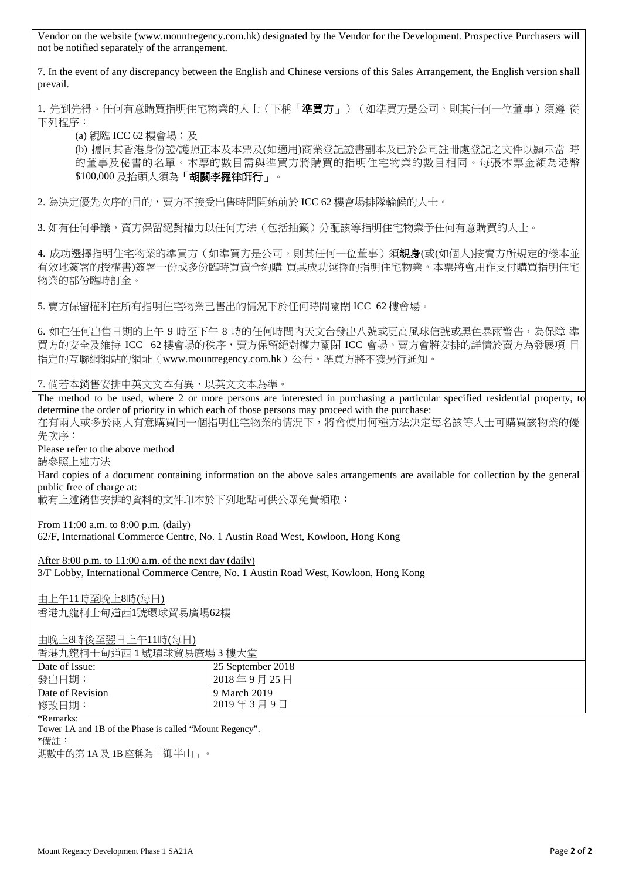Vendor on the website (www.mountregency.com.hk) designated by the Vendor for the Development. Prospective Purchasers will not be notified separately of the arrangement.

7. In the event of any discrepancy between the English and Chinese versions of this Sales Arrangement, the English version shall prevail.

1. 先到先得。任何有意購買指明住宅物業的人士（下稱**「準買方」**）（如準買方是公司，則其任何一位董事）須遵 從下列程序：

(a) 親臨 ICC 62 樓會場；及

(b) 攜同其香港身份證/護照正本及本票及(如適用)商業登記證書副本及已於公司註冊處登記之文件以顯示當 時的董事及秘書的名單。本票的數目需與準買方將購買的指明住宅物業的數目相同。每張本票金額為港幣 $100,000 及抬頭人須為**「胡關李羅律師行」**。

2. 為決定優先次序的目的，賣方不接受出售時間開始前於 ICC 62 樓會場排隊輪候的人士。

3. 如有任何爭議，賣方保留絕對權力以任何方法（包括抽籤）分配該等指明住宅物業予任何有意購買的人士。

4. 成功選擇指明住宅物業的準買方（如準買方是公司，則其任何一位董事）須**親身**(或(如個人)按賣方所規定的樣本並有效地簽署的授權書)簽署一份或多份臨時買賣合約購 買其成功選擇的指明住宅物業。本票將會用作支付購買指明住宅物業的部份臨時訂金。

5. 賣方保留權利在所有指明住宅物業已售出的情況下於任何時間關閉 ICC 62 樓會場。

6. 如在任何出售日期的上午 9 時至下午 8 時的任何時間內天文台發出八號或更高風球信號或黑色暴雨警告，為保障 準買方的安全及維持 ICC 62 樓會場的秩序，賣方保留絕對權力關閉 ICC 會場。賣方會將安排的詳情於賣方為發展項 目指定的互聯網網站的網址（www.mountregency.com.hk）公布。準買方將不獲另行通知。

7. 倘若本銷售安排中英文文本有異，以英文文本為準。

The method to be used, where 2 or more persons are interested in purchasing a particular specified residential property, to determine the order of priority in which each of those persons may proceed with the purchase:
在有兩人或多於兩人有意購買同一個指明住宅物業的情況下，將會使用何種方法決定每名該等人士可購買該物業的優先次序：

Please refer to the above method
請參照上述方法

Hard copies of a document containing information on the above sales arrangements are available for collection by the general public free of charge at:
載有上述銷售安排的資料的文件印本於下列地點可供公眾免費領取：

From 11:00 a.m. to 8:00 p.m. (daily)
62/F, International Commerce Centre, No. 1 Austin Road West, Kowloon, Hong Kong

After 8:00 p.m. to 11:00 a.m. of the next day (daily)
3/F Lobby, International Commerce Centre, No. 1 Austin Road West, Kowloon, Hong Kong

由上午11時至晚上8時(每日)
香港九龍柯士甸道西1號環球貿易廣場62樓

由晚上8時後至翌日上午11時(每日)
香港九龍柯士甸道西 1 號環球貿易廣場 3 樓大堂

| | |
|---|---|
| Date of Issue:<br>發出日期： | 25 September 2018<br>2018 年 9 月 25 日 |
| Date of Revision<br>修改日期： | 9 March 2019<br>2019 年 3 月 9 日 |

*Remarks:
Tower 1A and 1B of the Phase is called "Mount Regency".
*備註：
期數中的第 1A 及 1B 座稱為「御半山」。